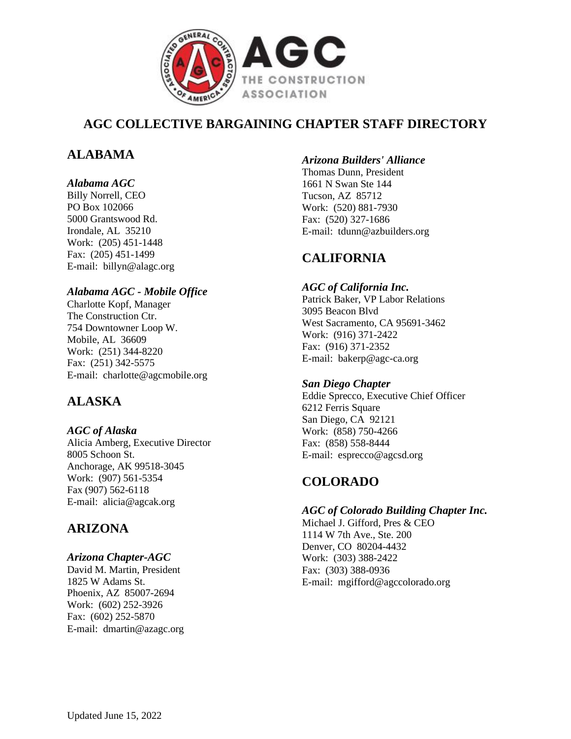# AGC COLLECTIVE BARGAINING CHAPTER STAFF DIRECTORY

## ALABAMA

### *Alabama AGC*
Billy Norrell, CEO
PO Box 102066
5000 Grantswood Rd.
Irondale, AL 35210
Work: (205) 451-1448
Fax: (205) 451-1499
E-mail: billyn@alagc.org

### *Alabama AGC - Mobile Office*
Charlotte Kopf, Manager
The Construction Ctr.
754 Downtowner Loop W.
Mobile, AL 36609
Work: (251) 344-8220
Fax: (251) 342-5575
E-mail: charlotte@agcmobile.org

## ALASKA

### *AGC of Alaska*
Alicia Amberg, Executive Director
8005 Schoon St.
Anchorage, AK 99518-3045
Work: (907) 561-5354
Fax (907) 562-6118
E-mail: alicia@agcak.org

## ARIZONA

### *Arizona Chapter-AGC*
David M. Martin, President
1825 W Adams St.
Phoenix, AZ 85007-2694
Work: (602) 252-3926
Fax: (602) 252-5870
E-mail: dmartin@azagc.org

### *Arizona Builders' Alliance*
Thomas Dunn, President
1661 N Swan Ste 144
Tucson, AZ 85712
Work: (520) 881-7930
Fax: (520) 327-1686
E-mail: tdunn@azbuilders.org

## CALIFORNIA

### *AGC of California Inc.*
Patrick Baker, VP Labor Relations
3095 Beacon Blvd
West Sacramento, CA 95691-3462
Work: (916) 371-2422
Fax: (916) 371-2352
E-mail: bakerp@agc-ca.org

### *San Diego Chapter*
Eddie Sprecco, Executive Chief Officer
6212 Ferris Square
San Diego, CA 92121
Work: (858) 750-4266
Fax: (858) 558-8444
E-mail: esprecco@agcsd.org

## COLORADO

### *AGC of Colorado Building Chapter Inc.*
Michael J. Gifford, Pres & CEO
1114 W 7th Ave., Ste. 200
Denver, CO 80204-4432
Work: (303) 388-2422
Fax: (303) 388-0936
E-mail: mgifford@agccolorado.org

Updated June 15, 2022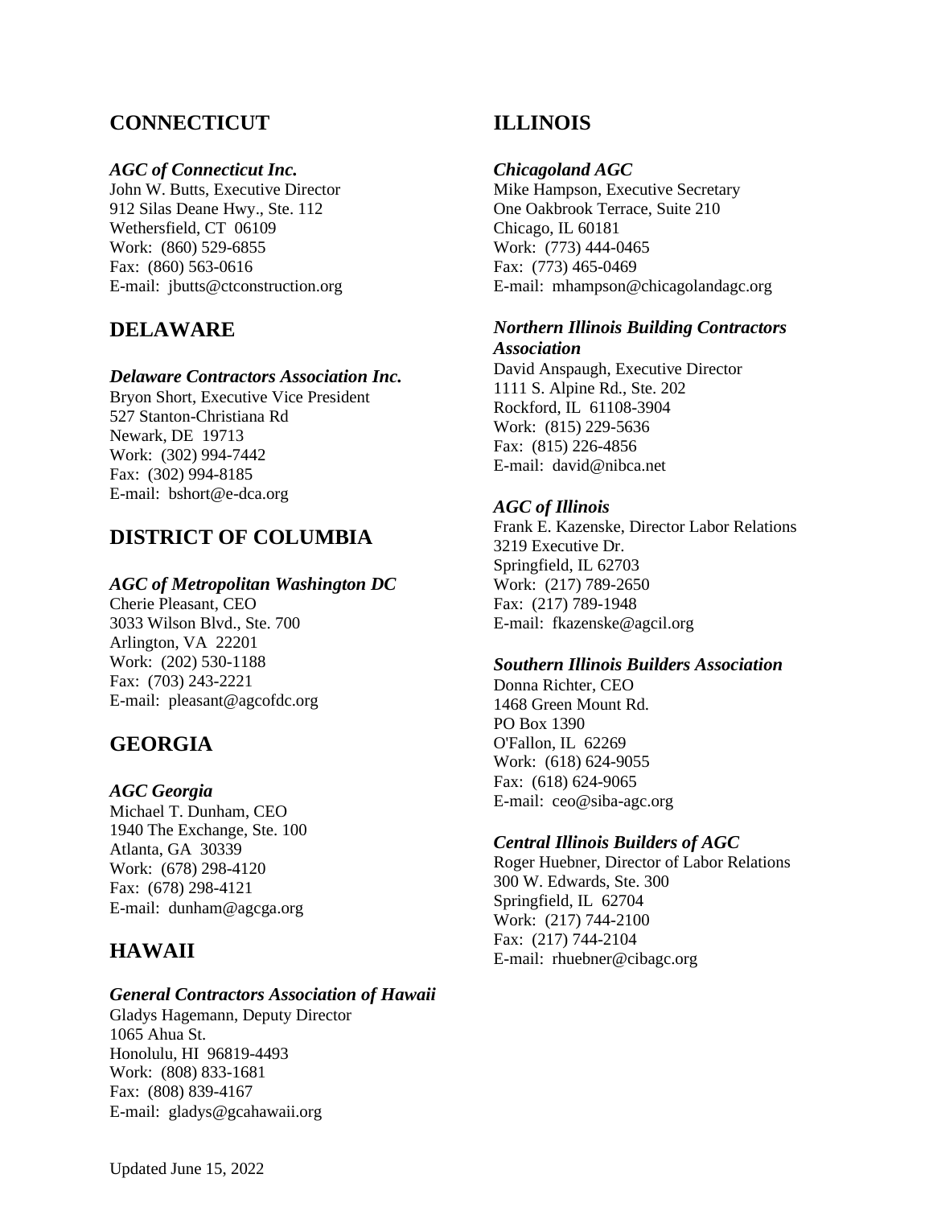## CONNECTICUT

***AGC of Connecticut Inc.***
John W. Butts, Executive Director
912 Silas Deane Hwy., Ste. 112
Wethersfield, CT 06109
Work: (860) 529-6855
Fax: (860) 563-0616
E-mail: jbutts@ctconstruction.org

## DELAWARE

***Delaware Contractors Association Inc.***
Bryon Short, Executive Vice President
527 Stanton-Christiana Rd
Newark, DE 19713
Work: (302) 994-7442
Fax: (302) 994-8185
E-mail: bshort@e-dca.org

## DISTRICT OF COLUMBIA

***AGC of Metropolitan Washington DC***
Cherie Pleasant, CEO
3033 Wilson Blvd., Ste. 700
Arlington, VA 22201
Work: (202) 530-1188
Fax: (703) 243-2221
E-mail: pleasant@agcofdc.org

## GEORGIA

***AGC Georgia***
Michael T. Dunham, CEO
1940 The Exchange, Ste. 100
Atlanta, GA 30339
Work: (678) 298-4120
Fax: (678) 298-4121
E-mail: dunham@agcga.org

## HAWAII

***General Contractors Association of Hawaii***
Gladys Hagemann, Deputy Director
1065 Ahua St.
Honolulu, HI 96819-4493
Work: (808) 833-1681
Fax: (808) 839-4167
E-mail: gladys@gcahawaii.org

## ILLINOIS

***Chicagoland AGC***
Mike Hampson, Executive Secretary
One Oakbrook Terrace, Suite 210
Chicago, IL 60181
Work: (773) 444-0465
Fax: (773) 465-0469
E-mail: mhampson@chicagolandagc.org

***Northern Illinois Building Contractors Association***
David Anspaugh, Executive Director
1111 S. Alpine Rd., Ste. 202
Rockford, IL 61108-3904
Work: (815) 229-5636
Fax: (815) 226-4856
E-mail: david@nibca.net

***AGC of Illinois***
Frank E. Kazenske, Director Labor Relations
3219 Executive Dr.
Springfield, IL 62703
Work: (217) 789-2650
Fax: (217) 789-1948
E-mail: fkazenske@agcil.org

***Southern Illinois Builders Association***
Donna Richter, CEO
1468 Green Mount Rd.
PO Box 1390
O'Fallon, IL 62269
Work: (618) 624-9055
Fax: (618) 624-9065
E-mail: ceo@siba-agc.org

***Central Illinois Builders of AGC***
Roger Huebner, Director of Labor Relations
300 W. Edwards, Ste. 300
Springfield, IL 62704
Work: (217) 744-2100
Fax: (217) 744-2104
E-mail: rhuebner@cibagc.org

Updated June 15, 2022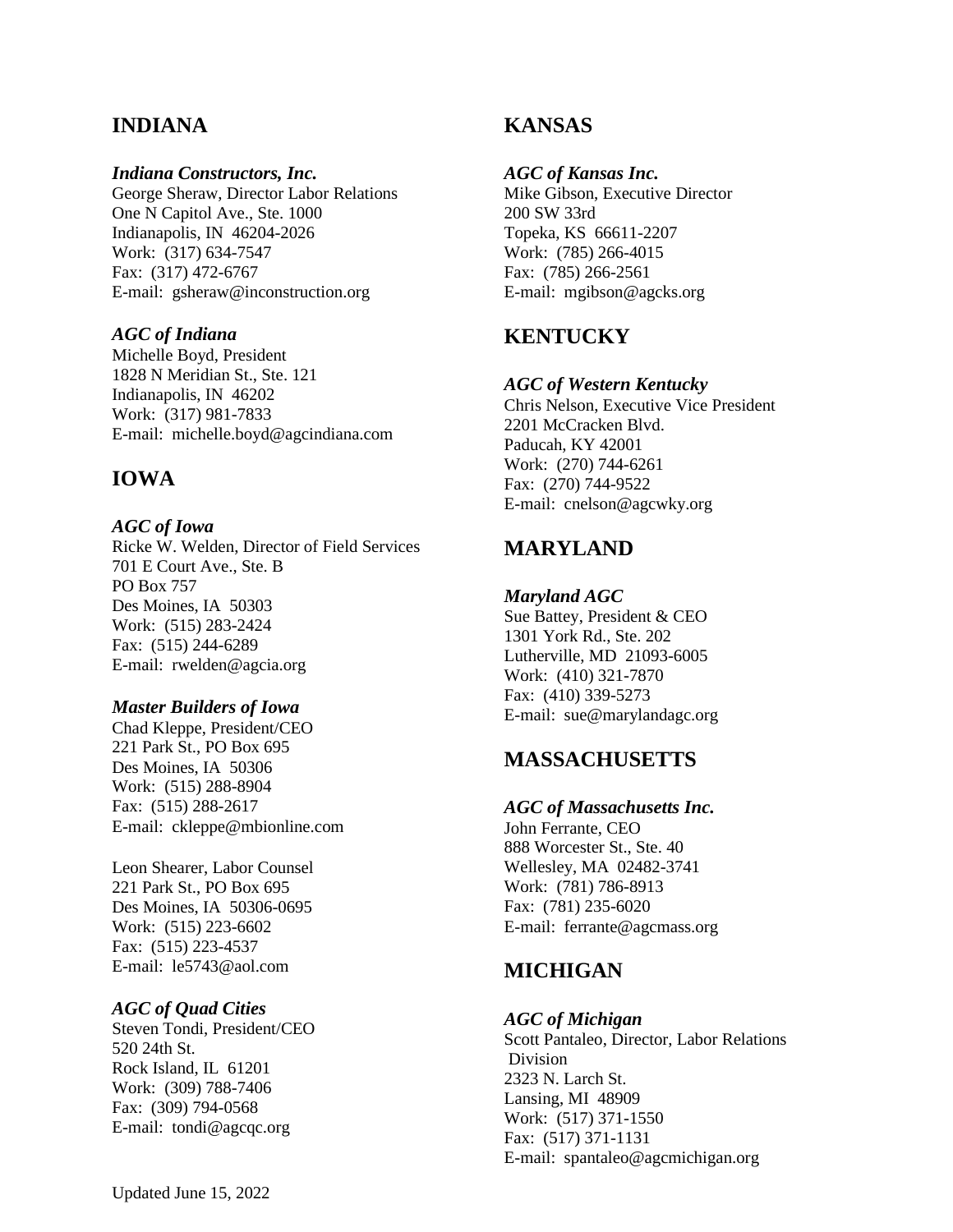## INDIANA

***Indiana Constructors, Inc.***
George Sheraw, Director Labor Relations
One N Capitol Ave., Ste. 1000
Indianapolis, IN 46204-2026
Work: (317) 634-7547
Fax: (317) 472-6767
E-mail: gsheraw@inconstruction.org

***AGC of Indiana***
Michelle Boyd, President
1828 N Meridian St., Ste. 121
Indianapolis, IN 46202
Work: (317) 981-7833
E-mail: michelle.boyd@agcindiana.com

## IOWA

***AGC of Iowa***
Ricke W. Welden, Director of Field Services
701 E Court Ave., Ste. B
PO Box 757
Des Moines, IA 50303
Work: (515) 283-2424
Fax: (515) 244-6289
E-mail: rwelden@agcia.org

***Master Builders of Iowa***
Chad Kleppe, President/CEO
221 Park St., PO Box 695
Des Moines, IA 50306
Work: (515) 288-8904
Fax: (515) 288-2617
E-mail: ckleppe@mbionline.com

Leon Shearer, Labor Counsel
221 Park St., PO Box 695
Des Moines, IA 50306-0695
Work: (515) 223-6602
Fax: (515) 223-4537
E-mail: le5743@aol.com

***AGC of Quad Cities***
Steven Tondi, President/CEO
520 24th St.
Rock Island, IL 61201
Work: (309) 788-7406
Fax: (309) 794-0568
E-mail: tondi@agcqc.org

## KANSAS

***AGC of Kansas Inc.***
Mike Gibson, Executive Director
200 SW 33rd
Topeka, KS 66611-2207
Work: (785) 266-4015
Fax: (785) 266-2561
E-mail: mgibson@agcks.org

## KENTUCKY

***AGC of Western Kentucky***
Chris Nelson, Executive Vice President
2201 McCracken Blvd.
Paducah, KY 42001
Work: (270) 744-6261
Fax: (270) 744-9522
E-mail: cnelson@agcwky.org

## MARYLAND

***Maryland AGC***
Sue Battey, President & CEO
1301 York Rd., Ste. 202
Lutherville, MD 21093-6005
Work: (410) 321-7870
Fax: (410) 339-5273
E-mail: sue@marylandagc.org

## MASSACHUSETTS

***AGC of Massachusetts Inc.***
John Ferrante, CEO
888 Worcester St., Ste. 40
Wellesley, MA 02482-3741
Work: (781) 786-8913
Fax: (781) 235-6020
E-mail: ferrante@agcmass.org

## MICHIGAN

***AGC of Michigan***
Scott Pantaleo, Director, Labor Relations Division
2323 N. Larch St.
Lansing, MI 48909
Work: (517) 371-1550
Fax: (517) 371-1131
E-mail: spantaleo@agcmichigan.org

Updated June 15, 2022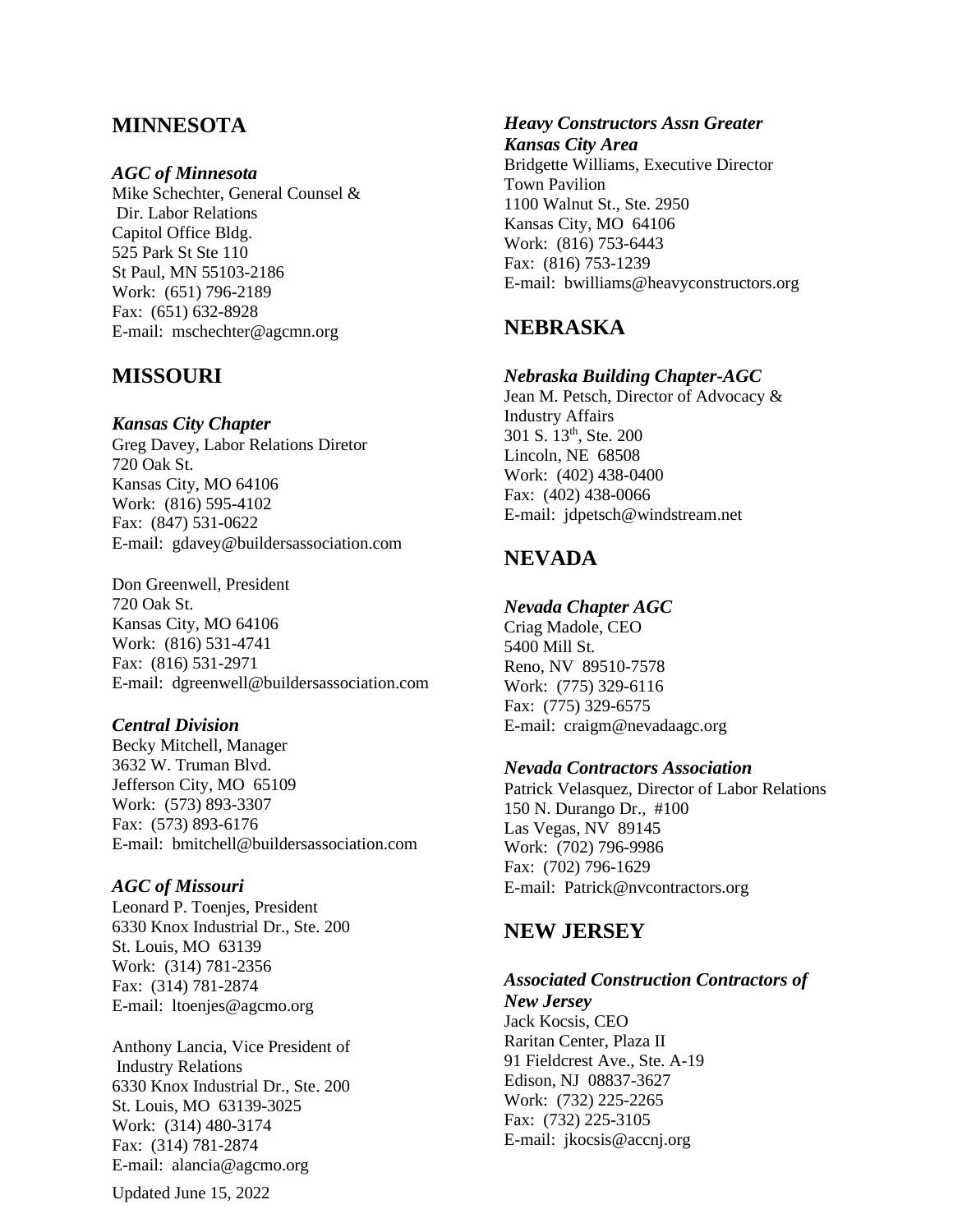## MINNESOTA

***AGC of Minnesota***
Mike Schechter, General Counsel &
Dir. Labor Relations
Capitol Office Bldg.
525 Park St Ste 110
St Paul, MN 55103-2186
Work: (651) 796-2189
Fax: (651) 632-8928
E-mail: mschechter@agcmn.org

## MISSOURI

***Kansas City Chapter***
Greg Davey, Labor Relations Diretor
720 Oak St.
Kansas City, MO 64106
Work: (816) 595-4102
Fax: (847) 531-0622
E-mail: gdavey@buildersassociation.com

Don Greenwell, President
720 Oak St.
Kansas City, MO 64106
Work: (816) 531-4741
Fax: (816) 531-2971
E-mail: dgreenwell@buildersassociation.com

***Central Division***
Becky Mitchell, Manager
3632 W. Truman Blvd.
Jefferson City, MO 65109
Work: (573) 893-3307
Fax: (573) 893-6176
E-mail: bmitchell@buildersassociation.com

***AGC of Missouri***
Leonard P. Toenjes, President
6330 Knox Industrial Dr., Ste. 200
St. Louis, MO 63139
Work: (314) 781-2356
Fax: (314) 781-2874
E-mail: ltoenjes@agcmo.org

Anthony Lancia, Vice President of
Industry Relations
6330 Knox Industrial Dr., Ste. 200
St. Louis, MO 63139-3025
Work: (314) 480-3174
Fax: (314) 781-2874
E-mail: alancia@agcmo.org

***Heavy Constructors Assn Greater Kansas City Area***
Bridgette Williams, Executive Director
Town Pavilion
1100 Walnut St., Ste. 2950
Kansas City, MO 64106
Work: (816) 753-6443
Fax: (816) 753-1239
E-mail: bwilliams@heavyconstructors.org

## NEBRASKA

***Nebraska Building Chapter-AGC***
Jean M. Petsch, Director of Advocacy &
Industry Affairs
301 S. 13th, Ste. 200
Lincoln, NE 68508
Work: (402) 438-0400
Fax: (402) 438-0066
E-mail: jdpetsch@windstream.net

## NEVADA

***Nevada Chapter AGC***
Criag Madole, CEO
5400 Mill St.
Reno, NV 89510-7578
Work: (775) 329-6116
Fax: (775) 329-6575
E-mail: craigm@nevadaagc.org

***Nevada Contractors Association***
Patrick Velasquez, Director of Labor Relations
150 N. Durango Dr., #100
Las Vegas, NV 89145
Work: (702) 796-9986
Fax: (702) 796-1629
E-mail: Patrick@nvcontractors.org

## NEW JERSEY

***Associated Construction Contractors of New Jersey***
Jack Kocsis, CEO
Raritan Center, Plaza II
91 Fieldcrest Ave., Ste. A-19
Edison, NJ 08837-3627
Work: (732) 225-2265
Fax: (732) 225-3105
E-mail: jkocsis@accnj.org

Updated June 15, 2022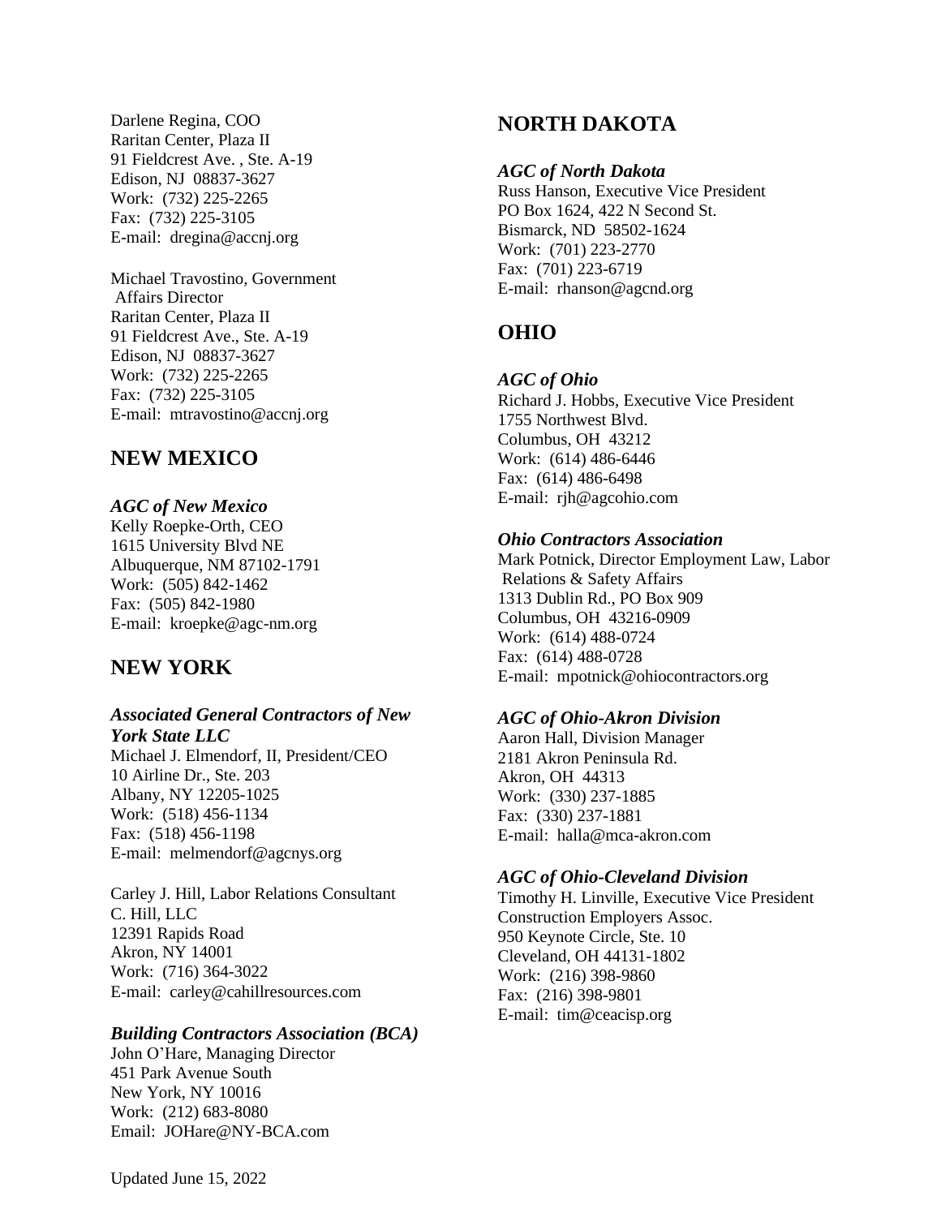Darlene Regina, COO
Raritan Center, Plaza II
91 Fieldcrest Ave. , Ste. A-19
Edison, NJ 08837-3627
Work: (732) 225-2265
Fax: (732) 225-3105
E-mail: dregina@accnj.org

Michael Travostino, Government Affairs Director
Raritan Center, Plaza II
91 Fieldcrest Ave., Ste. A-19
Edison, NJ 08837-3627
Work: (732) 225-2265
Fax: (732) 225-3105
E-mail: mtravostino@accnj.org

## NEW MEXICO

***AGC of New Mexico***
Kelly Roepke-Orth, CEO
1615 University Blvd NE
Albuquerque, NM 87102-1791
Work: (505) 842-1462
Fax: (505) 842-1980
E-mail: kroepke@agc-nm.org

## NEW YORK

***Associated General Contractors of New York State LLC***
Michael J. Elmendorf, II, President/CEO
10 Airline Dr., Ste. 203
Albany, NY 12205-1025
Work: (518) 456-1134
Fax: (518) 456-1198
E-mail: melmendorf@agcnys.org

Carley J. Hill, Labor Relations Consultant
C. Hill, LLC
12391 Rapids Road
Akron, NY 14001
Work: (716) 364-3022
E-mail: carley@cahillresources.com

***Building Contractors Association (BCA)***
John O'Hare, Managing Director
451 Park Avenue South
New York, NY 10016
Work: (212) 683-8080
Email: JOHare@NY-BCA.com

## NORTH DAKOTA

***AGC of North Dakota***
Russ Hanson, Executive Vice President
PO Box 1624, 422 N Second St.
Bismarck, ND 58502-1624
Work: (701) 223-2770
Fax: (701) 223-6719
E-mail: rhanson@agcnd.org

## OHIO

***AGC of Ohio***
Richard J. Hobbs, Executive Vice President
1755 Northwest Blvd.
Columbus, OH 43212
Work: (614) 486-6446
Fax: (614) 486-6498
E-mail: rjh@agcohio.com

***Ohio Contractors Association***
Mark Potnick, Director Employment Law, Labor Relations & Safety Affairs
1313 Dublin Rd., PO Box 909
Columbus, OH 43216-0909
Work: (614) 488-0724
Fax: (614) 488-0728
E-mail: mpotnick@ohiocontractors.org

***AGC of Ohio-Akron Division***
Aaron Hall, Division Manager
2181 Akron Peninsula Rd.
Akron, OH 44313
Work: (330) 237-1885
Fax: (330) 237-1881
E-mail: halla@mca-akron.com

***AGC of Ohio-Cleveland Division***
Timothy H. Linville, Executive Vice President
Construction Employers Assoc.
950 Keynote Circle, Ste. 10
Cleveland, OH 44131-1802
Work: (216) 398-9860
Fax: (216) 398-9801
E-mail: tim@ceacisp.org

Updated June 15, 2022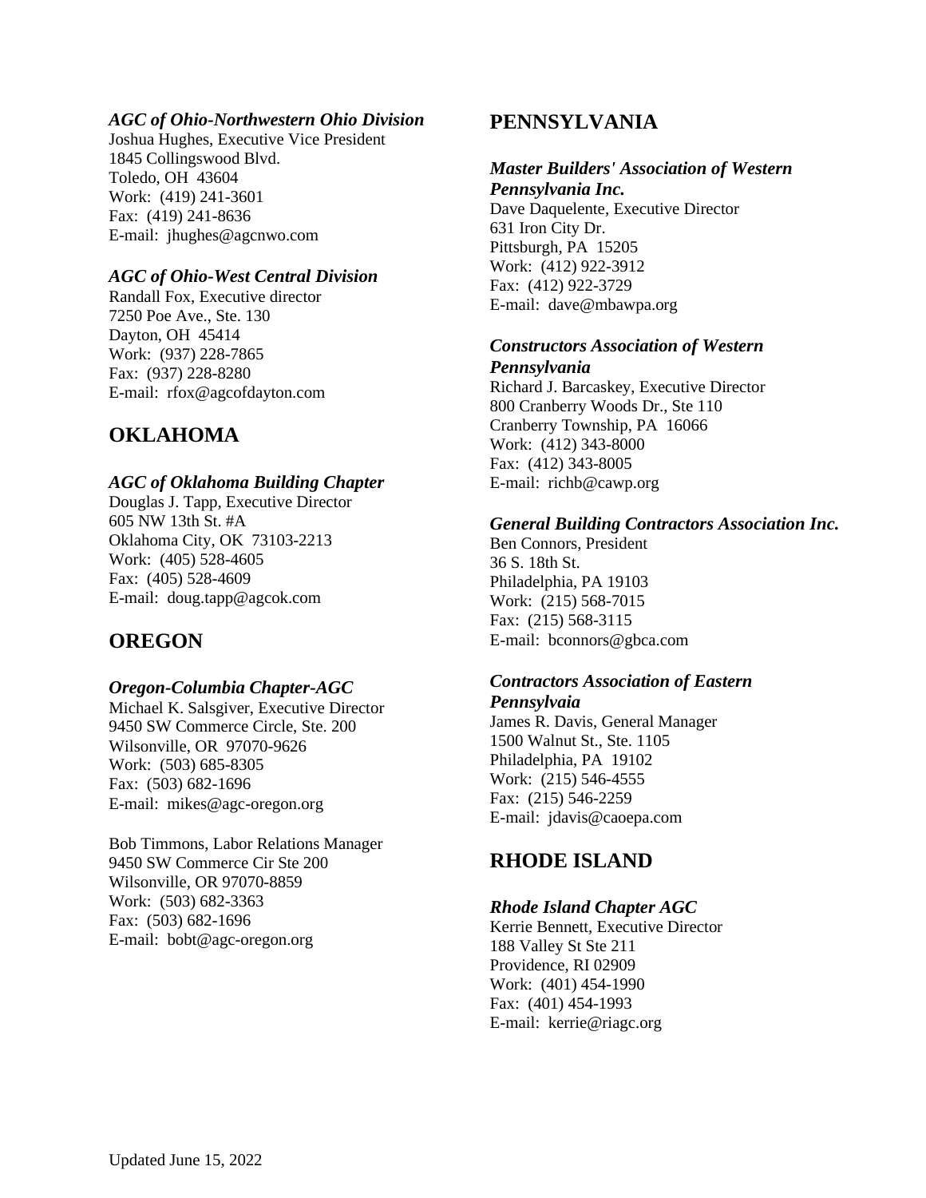***AGC of Ohio-Northwestern Ohio Division***
Joshua Hughes, Executive Vice President
1845 Collingswood Blvd.
Toledo, OH 43604
Work: (419) 241-3601
Fax: (419) 241-8636
E-mail: jhughes@agcnwo.com

***AGC of Ohio-West Central Division***
Randall Fox, Executive director
7250 Poe Ave., Ste. 130
Dayton, OH 45414
Work: (937) 228-7865
Fax: (937) 228-8280
E-mail: rfox@agcofdayton.com

## OKLAHOMA

***AGC of Oklahoma Building Chapter***
Douglas J. Tapp, Executive Director
605 NW 13th St. #A
Oklahoma City, OK 73103-2213
Work: (405) 528-4605
Fax: (405) 528-4609
E-mail: doug.tapp@agcok.com

## OREGON

***Oregon-Columbia Chapter-AGC***
Michael K. Salsgiver, Executive Director
9450 SW Commerce Circle, Ste. 200
Wilsonville, OR 97070-9626
Work: (503) 685-8305
Fax: (503) 682-1696
E-mail: mikes@agc-oregon.org

Bob Timmons, Labor Relations Manager
9450 SW Commerce Cir Ste 200
Wilsonville, OR 97070-8859
Work: (503) 682-3363
Fax: (503) 682-1696
E-mail: bobt@agc-oregon.org

## PENNSYLVANIA

***Master Builders' Association of Western Pennsylvania Inc.***
Dave Daquelente, Executive Director
631 Iron City Dr.
Pittsburgh, PA 15205
Work: (412) 922-3912
Fax: (412) 922-3729
E-mail: dave@mbawpa.org

***Constructors Association of Western Pennsylvania***
Richard J. Barcaskey, Executive Director
800 Cranberry Woods Dr., Ste 110
Cranberry Township, PA 16066
Work: (412) 343-8000
Fax: (412) 343-8005
E-mail: richb@cawp.org

***General Building Contractors Association Inc.***
Ben Connors, President
36 S. 18th St.
Philadelphia, PA 19103
Work: (215) 568-7015
Fax: (215) 568-3115
E-mail: bconnors@gbca.com

***Contractors Association of Eastern Pennsylvaia***
James R. Davis, General Manager
1500 Walnut St., Ste. 1105
Philadelphia, PA 19102
Work: (215) 546-4555
Fax: (215) 546-2259
E-mail: jdavis@caoepa.com

## RHODE ISLAND

***Rhode Island Chapter AGC***
Kerrie Bennett, Executive Director
188 Valley St Ste 211
Providence, RI 02909
Work: (401) 454-1990
Fax: (401) 454-1993
E-mail: kerrie@riagc.org

Updated June 15, 2022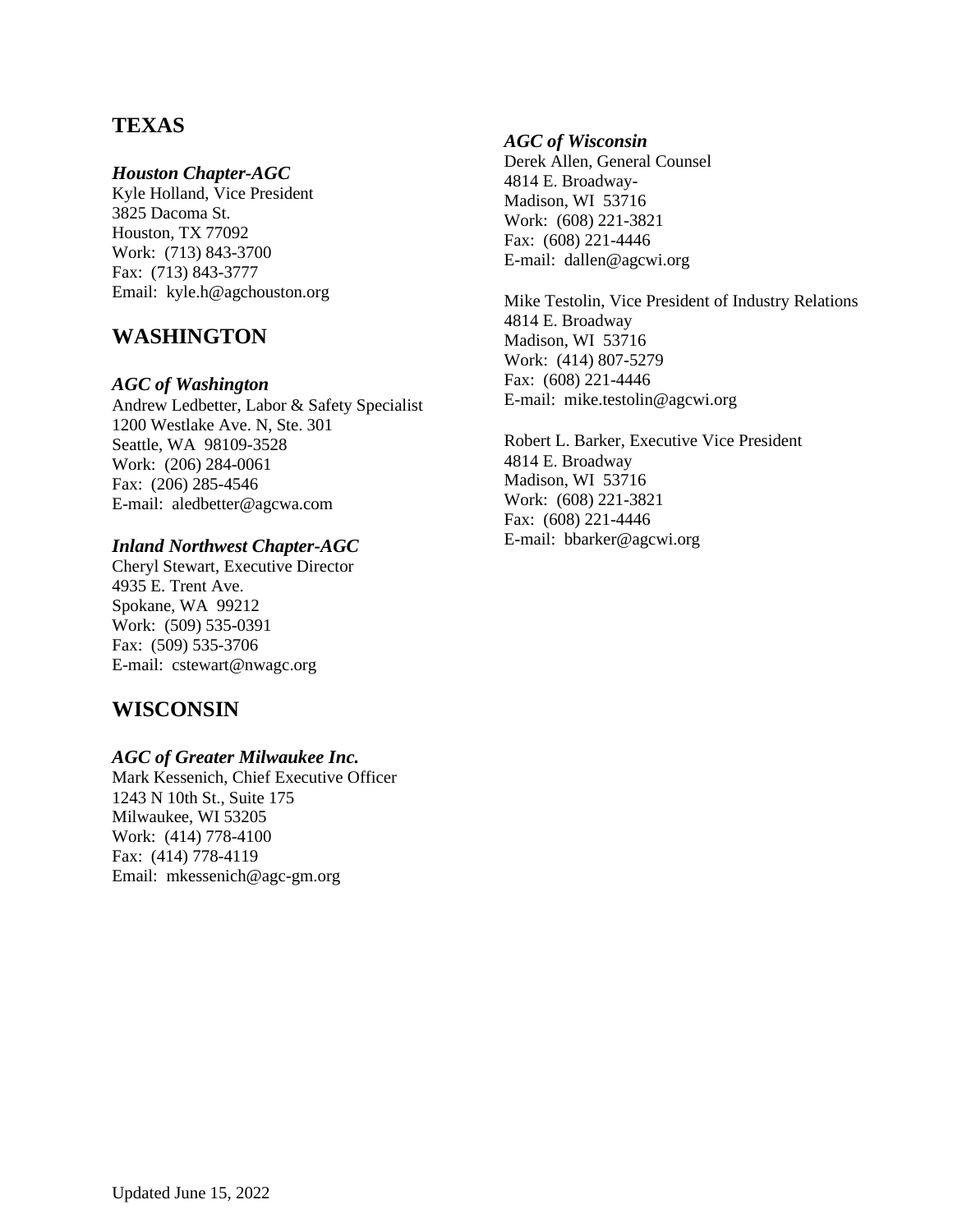## TEXAS

### *Houston Chapter-AGC*

Kyle Holland, Vice President
3825 Dacoma St.
Houston, TX 77092
Work: (713) 843-3700
Fax: (713) 843-3777
Email: kyle.h@agchouston.org

## WASHINGTON

### *AGC of Washington*

Andrew Ledbetter, Labor & Safety Specialist
1200 Westlake Ave. N, Ste. 301
Seattle, WA 98109-3528
Work: (206) 284-0061
Fax: (206) 285-4546
E-mail: aledbetter@agcwa.com

### *Inland Northwest Chapter-AGC*

Cheryl Stewart, Executive Director
4935 E. Trent Ave.
Spokane, WA 99212
Work: (509) 535-0391
Fax: (509) 535-3706
E-mail: cstewart@nwagc.org

## WISCONSIN

### *AGC of Greater Milwaukee Inc.*

Mark Kessenich, Chief Executive Officer
1243 N 10th St., Suite 175
Milwaukee, WI 53205
Work: (414) 778-4100
Fax: (414) 778-4119
Email: mkessenich@agc-gm.org

### *AGC of Wisconsin*

Derek Allen, General Counsel
4814 E. Broadway-
Madison, WI 53716
Work: (608) 221-3821
Fax: (608) 221-4446
E-mail: dallen@agcwi.org

Mike Testolin, Vice President of Industry Relations
4814 E. Broadway
Madison, WI 53716
Work: (414) 807-5279
Fax: (608) 221-4446
E-mail: mike.testolin@agcwi.org

Robert L. Barker, Executive Vice President
4814 E. Broadway
Madison, WI 53716
Work: (608) 221-3821
Fax: (608) 221-4446
E-mail: bbarker@agcwi.org

Updated June 15, 2022